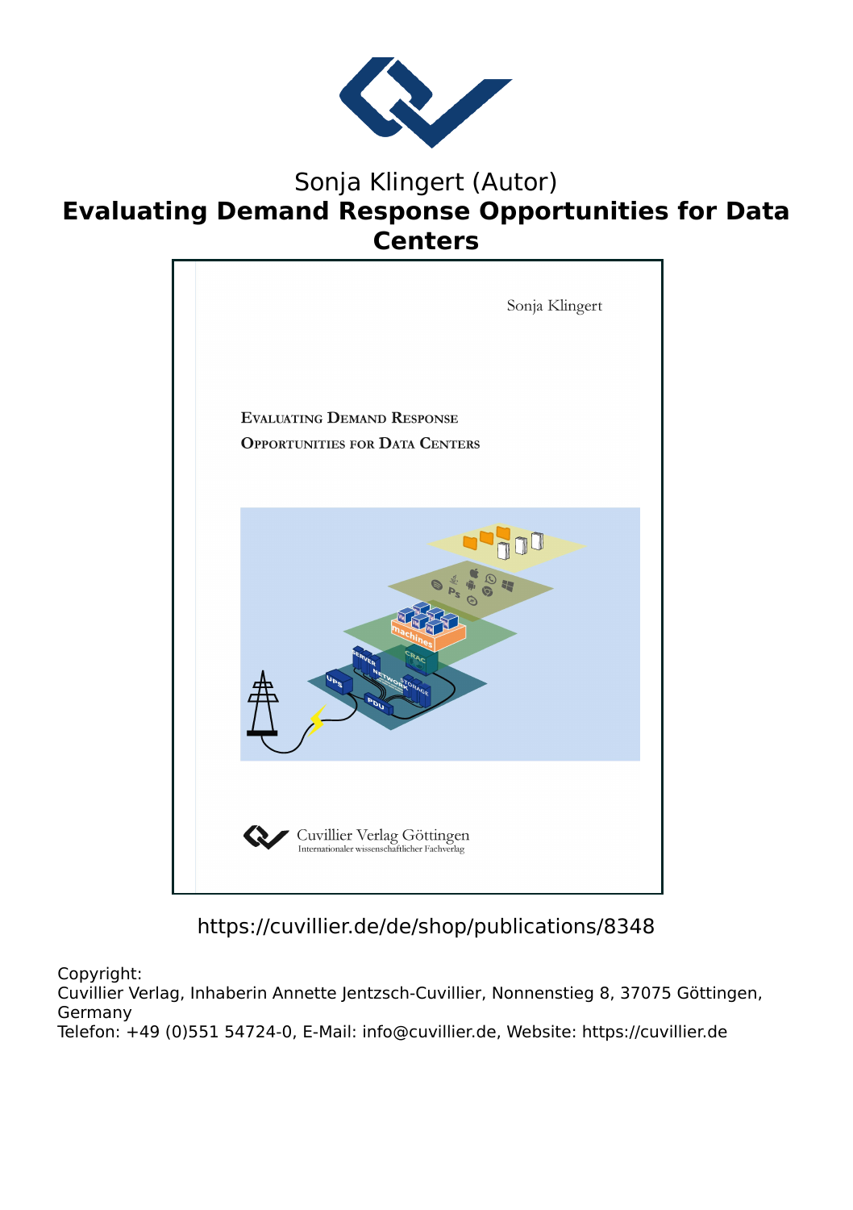Sonja Klingert (Autor)

# Evaluating Demand Response Opportunities for Data Centers

https://cuvillier.de/de/shop/publications/8348

Copyright:
Cuvillier Verlag, Inhaberin Annette Jentzsch-Cuvillier, Nonnenstieg 8, 37075 Göttingen, Germany
Telefon: +49 (0)551 54724-0, E-Mail: info@cuvillier.de, Website: https://cuvillier.de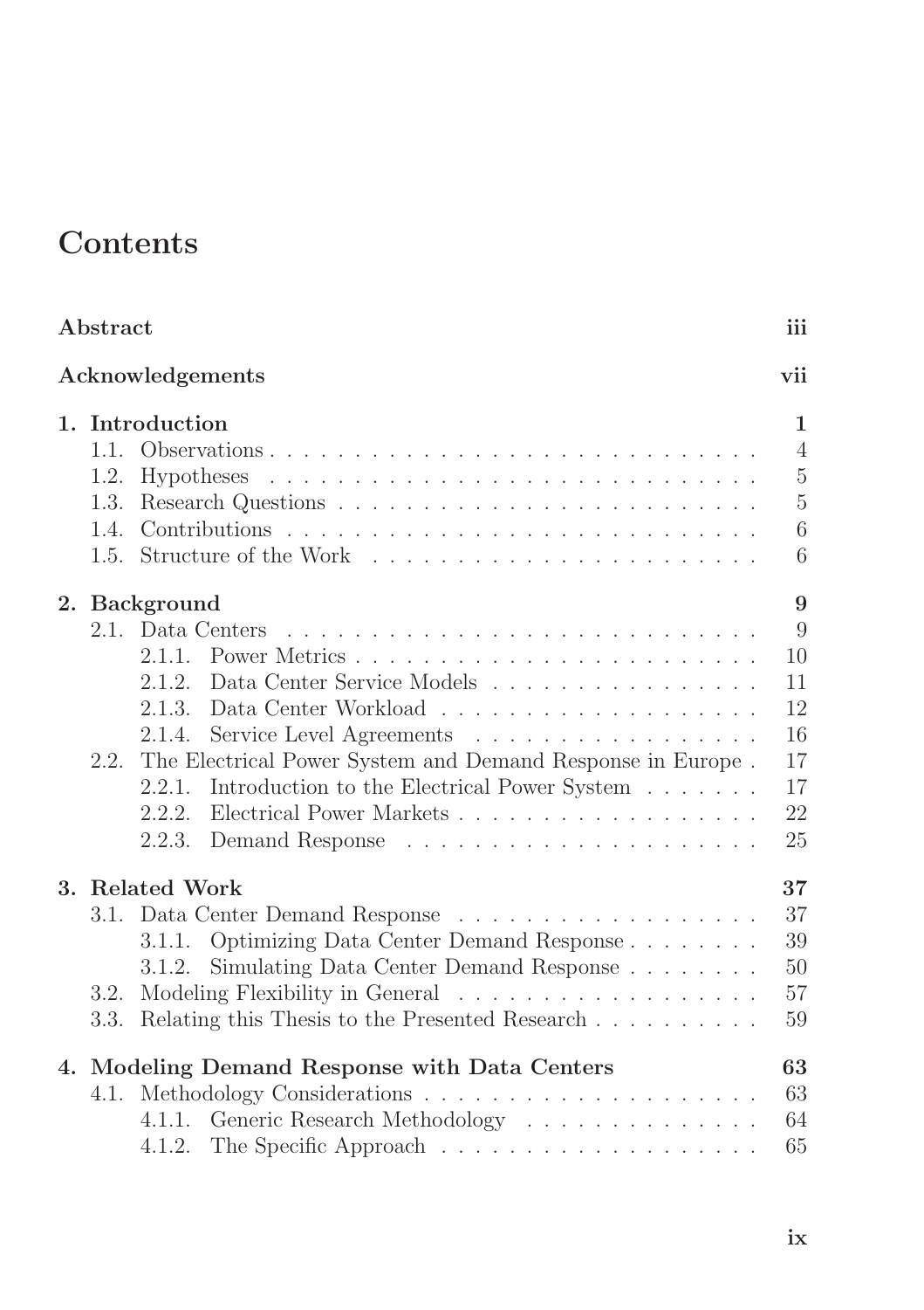# Contents

**Abstract** **iii**

**Acknowledgements** **vii**

**1. Introduction** **1**

- 1.1. Observations . . . . . . . . . . . . . . . . . . . . . . . . . . . . . . 4
- 1.2. Hypotheses . . . . . . . . . . . . . . . . . . . . . . . . . . . . . . 5
- 1.3. Research Questions . . . . . . . . . . . . . . . . . . . . . . . . . . 5
- 1.4. Contributions . . . . . . . . . . . . . . . . . . . . . . . . . . . . . 6
- 1.5. Structure of the Work . . . . . . . . . . . . . . . . . . . . . . . . 6

**2. Background** **9**

- 2.1. Data Centers . . . . . . . . . . . . . . . . . . . . . . . . . . . . . 9
  - 2.1.1. Power Metrics . . . . . . . . . . . . . . . . . . . . . . . . 10
  - 2.1.2. Data Center Service Models . . . . . . . . . . . . . . . . 11
  - 2.1.3. Data Center Workload . . . . . . . . . . . . . . . . . . . 12
  - 2.1.4. Service Level Agreements . . . . . . . . . . . . . . . . . 16
- 2.2. The Electrical Power System and Demand Response in Europe . 17
  - 2.2.1. Introduction to the Electrical Power System . . . . . . . 17
  - 2.2.2. Electrical Power Markets . . . . . . . . . . . . . . . . . . 22
  - 2.2.3. Demand Response . . . . . . . . . . . . . . . . . . . . . 25

**3. Related Work** **37**

- 3.1. Data Center Demand Response . . . . . . . . . . . . . . . . . . 37
  - 3.1.1. Optimizing Data Center Demand Response . . . . . . . . 39
  - 3.1.2. Simulating Data Center Demand Response . . . . . . . . 50
- 3.2. Modeling Flexibility in General . . . . . . . . . . . . . . . . . . 57
- 3.3. Relating this Thesis to the Presented Research . . . . . . . . . . 59

**4. Modeling Demand Response with Data Centers** **63**

- 4.1. Methodology Considerations . . . . . . . . . . . . . . . . . . . . 63
  - 4.1.1. Generic Research Methodology . . . . . . . . . . . . . . 64
  - 4.1.2. The Specific Approach . . . . . . . . . . . . . . . . . . . 65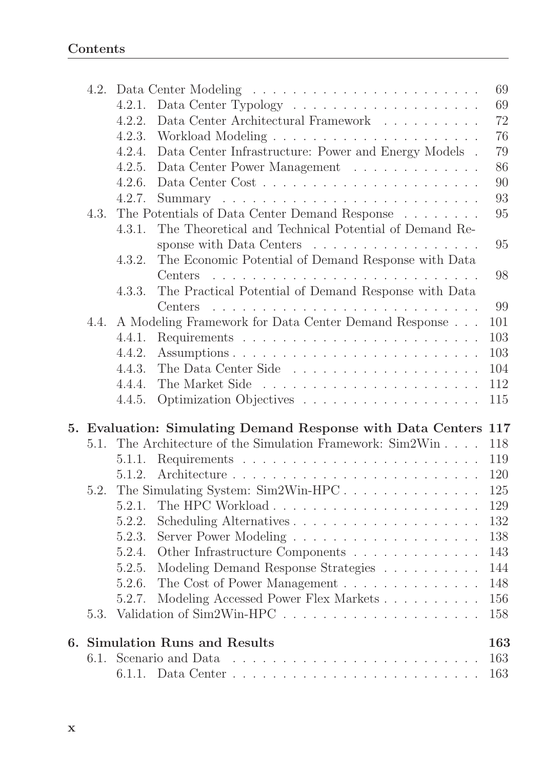- 4.2. Data Center Modeling . . . . . . . . . . . . . . . . . . . . . . . 69
  - 4.2.1. Data Center Typology . . . . . . . . . . . . . . . . . . . 69
  - 4.2.2. Data Center Architectural Framework . . . . . . . . . . 72
  - 4.2.3. Workload Modeling . . . . . . . . . . . . . . . . . . . . 76
  - 4.2.4. Data Center Infrastructure: Power and Energy Models . 79
  - 4.2.5. Data Center Power Management . . . . . . . . . . . . 86
  - 4.2.6. Data Center Cost . . . . . . . . . . . . . . . . . . . . . 90
  - 4.2.7. Summary . . . . . . . . . . . . . . . . . . . . . . . . . 93
- 4.3. The Potentials of Data Center Demand Response . . . . . . . . 95
  - 4.3.1. The Theoretical and Technical Potential of Demand Response with Data Centers . . . . . . . . . . . . . . . . 95
  - 4.3.2. The Economic Potential of Demand Response with Data Centers . . . . . . . . . . . . . . . . . . . . . . . . . . 98
  - 4.3.3. The Practical Potential of Demand Response with Data Centers . . . . . . . . . . . . . . . . . . . . . . . . . . 99
- 4.4. A Modeling Framework for Data Center Demand Response . . . 101
  - 4.4.1. Requirements . . . . . . . . . . . . . . . . . . . . . . . 103
  - 4.4.2. Assumptions . . . . . . . . . . . . . . . . . . . . . . . . 103
  - 4.4.3. The Data Center Side . . . . . . . . . . . . . . . . . . . 104
  - 4.4.4. The Market Side . . . . . . . . . . . . . . . . . . . . . 112
  - 4.4.5. Optimization Objectives . . . . . . . . . . . . . . . . . 115

**5. Evaluation: Simulating Demand Response with Data Centers 117**

- 5.1. The Architecture of the Simulation Framework: Sim2Win . . . . 118
  - 5.1.1. Requirements . . . . . . . . . . . . . . . . . . . . . . . 119
  - 5.1.2. Architecture . . . . . . . . . . . . . . . . . . . . . . . . 120
- 5.2. The Simulating System: Sim2Win-HPC . . . . . . . . . . . . . . 125
  - 5.2.1. The HPC Workload . . . . . . . . . . . . . . . . . . . . 129
  - 5.2.2. Scheduling Alternatives . . . . . . . . . . . . . . . . . . 132
  - 5.2.3. Server Power Modeling . . . . . . . . . . . . . . . . . . 138
  - 5.2.4. Other Infrastructure Components . . . . . . . . . . . . 143
  - 5.2.5. Modeling Demand Response Strategies . . . . . . . . . 144
  - 5.2.6. The Cost of Power Management . . . . . . . . . . . . . 148
  - 5.2.7. Modeling Accessed Power Flex Markets . . . . . . . . . 156
- 5.3. Validation of Sim2Win-HPC . . . . . . . . . . . . . . . . . . . . 158

**6. Simulation Runs and Results 163**

- 6.1. Scenario and Data . . . . . . . . . . . . . . . . . . . . . . . . . 163
  - 6.1.1. Data Center . . . . . . . . . . . . . . . . . . . . . . . . 163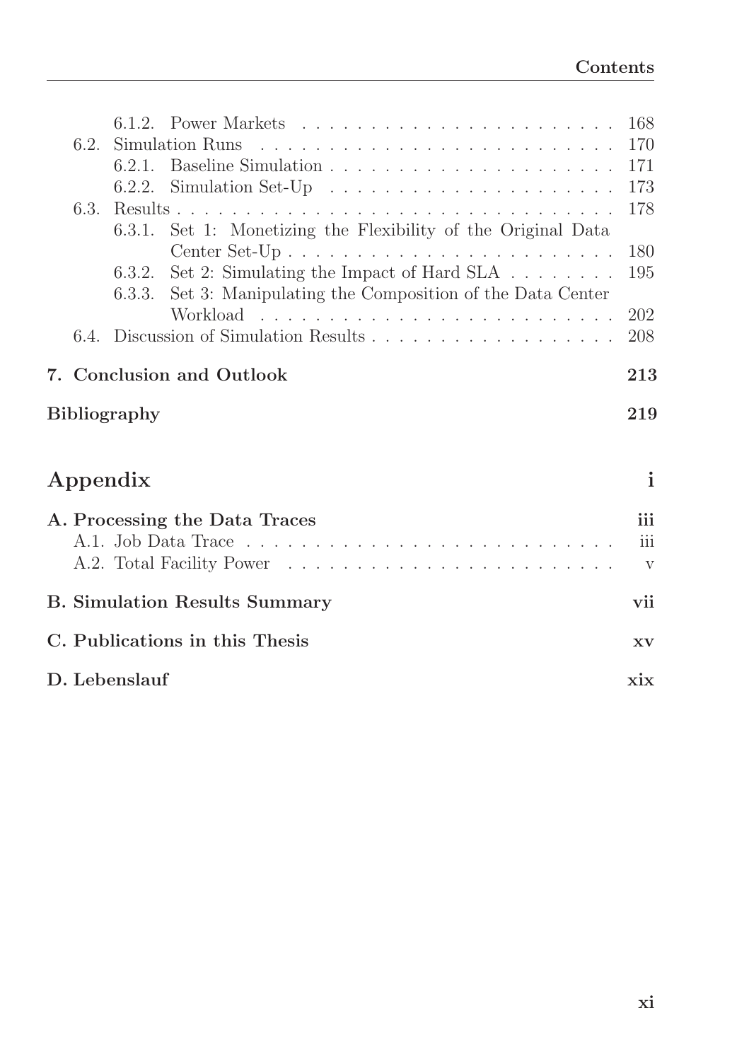6.1.2. Power Markets . . . . . . . . . . . . . . . . . . . . . . . . 168
6.2. Simulation Runs . . . . . . . . . . . . . . . . . . . . . . . . . . . 170
6.2.1. Baseline Simulation . . . . . . . . . . . . . . . . . . . . . . 171
6.2.2. Simulation Set-Up . . . . . . . . . . . . . . . . . . . . . . 173
6.3. Results . . . . . . . . . . . . . . . . . . . . . . . . . . . . . . . . . 178
6.3.1. Set 1: Monetizing the Flexibility of the Original Data Center Set-Up . . . . . . . . . . . . . . . . . . . . . . . . . 180
6.3.2. Set 2: Simulating the Impact of Hard SLA . . . . . . . . . 195
6.3.3. Set 3: Manipulating the Composition of the Data Center Workload . . . . . . . . . . . . . . . . . . . . . . . . . . . 202
6.4. Discussion of Simulation Results . . . . . . . . . . . . . . . . . . 208

**7. Conclusion and Outlook** **213**

**Bibliography** **219**

## Appendix i

**A. Processing the Data Traces** **iii**
A.1. Job Data Trace . . . . . . . . . . . . . . . . . . . . . . . . . . . iii
A.2. Total Facility Power . . . . . . . . . . . . . . . . . . . . . . . . v

**B. Simulation Results Summary** **vii**

**C. Publications in this Thesis** **xv**

**D. Lebenslauf** **xix**